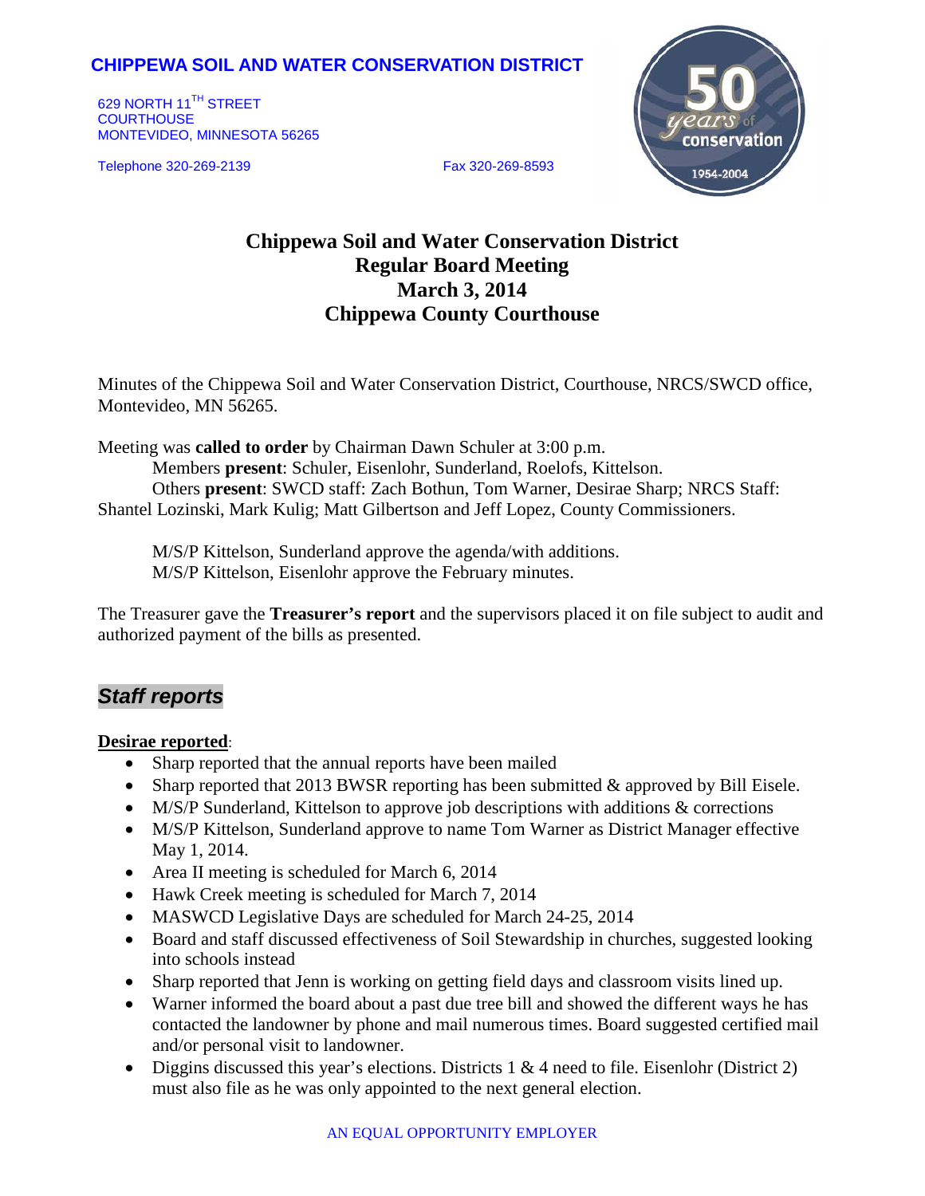**CHIPPEWA SOIL AND WATER CONSERVATION DISTRICT**

629 NORTH 11TH STREET
COURTHOUSE
MONTEVIDEO, MINNESOTA 56265

Telephone 320-269-2139 Fax 320-269-8593

50 years of conservation 1954-2004

# Chippewa Soil and Water Conservation District
## Regular Board Meeting
## March 3, 2014
## Chippewa County Courthouse

Minutes of the Chippewa Soil and Water Conservation District, Courthouse, NRCS/SWCD office, Montevideo, MN 56265.

Meeting was **called to order** by Chairman Dawn Schuler at 3:00 p.m.

Members **present**: Schuler, Eisenlohr, Sunderland, Roelofs, Kittelson.

Others **present**: SWCD staff: Zach Bothun, Tom Warner, Desirae Sharp; NRCS Staff: Shantel Lozinski, Mark Kulig; Matt Gilbertson and Jeff Lopez, County Commissioners.

M/S/P Kittelson, Sunderland approve the agenda/with additions.
M/S/P Kittelson, Eisenlohr approve the February minutes.

The Treasurer gave the **Treasurer's report** and the supervisors placed it on file subject to audit and authorized payment of the bills as presented.

## *Staff reports*

**Desirae reported**:

- Sharp reported that the annual reports have been mailed
- Sharp reported that 2013 BWSR reporting has been submitted & approved by Bill Eisele.
- M/S/P Sunderland, Kittelson to approve job descriptions with additions & corrections
- M/S/P Kittelson, Sunderland approve to name Tom Warner as District Manager effective May 1, 2014.
- Area II meeting is scheduled for March 6, 2014
- Hawk Creek meeting is scheduled for March 7, 2014
- MASWCD Legislative Days are scheduled for March 24-25, 2014
- Board and staff discussed effectiveness of Soil Stewardship in churches, suggested looking into schools instead
- Sharp reported that Jenn is working on getting field days and classroom visits lined up.
- Warner informed the board about a past due tree bill and showed the different ways he has contacted the landowner by phone and mail numerous times. Board suggested certified mail and/or personal visit to landowner.
- Diggins discussed this year's elections. Districts 1 & 4 need to file. Eisenlohr (District 2) must also file as he was only appointed to the next general election.

AN EQUAL OPPORTUNITY EMPLOYER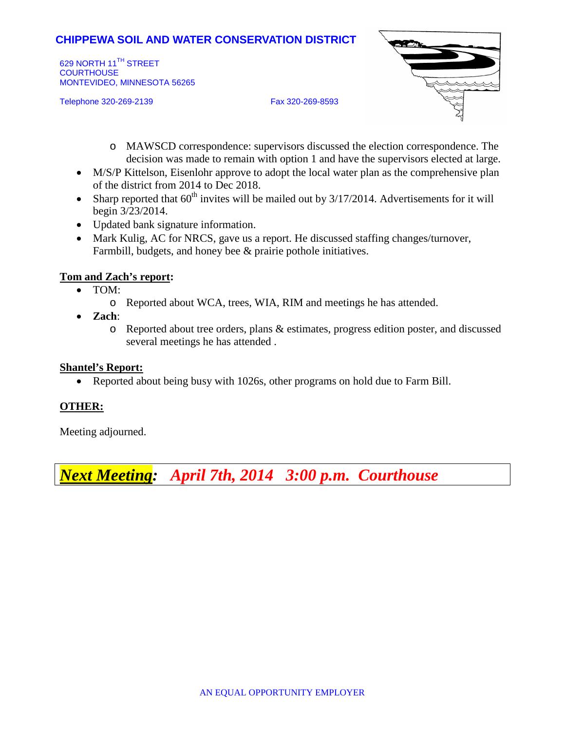**CHIPPEWA SOIL AND WATER CONSERVATION DISTRICT**

629 NORTH 11TH STREET
COURTHOUSE
MONTEVIDEO, MINNESOTA 56265

Telephone 320-269-2139 Fax 320-269-8593

  - MAWSCD correspondence: supervisors discussed the election correspondence. The decision was made to remain with option 1 and have the supervisors elected at large.
- M/S/P Kittelson, Eisenlohr approve to adopt the local water plan as the comprehensive plan of the district from 2014 to Dec 2018.
- Sharp reported that 60th invites will be mailed out by 3/17/2014. Advertisements for it will begin 3/23/2014.
- Updated bank signature information.
- Mark Kulig, AC for NRCS, gave us a report. He discussed staffing changes/turnover, Farmbill, budgets, and honey bee & prairie pothole initiatives.

**Tom and Zach's report:**

- TOM:
  - Reported about WCA, trees, WIA, RIM and meetings he has attended.
- **Zach**:
  - Reported about tree orders, plans & estimates, progress edition poster, and discussed several meetings he has attended .

**Shantel's Report:**

- Reported about being busy with 1026s, other programs on hold due to Farm Bill.

**OTHER:**

Meeting adjourned.

***Next Meeting*: *April 7th, 2014 3:00 p.m. Courthouse***

AN EQUAL OPPORTUNITY EMPLOYER